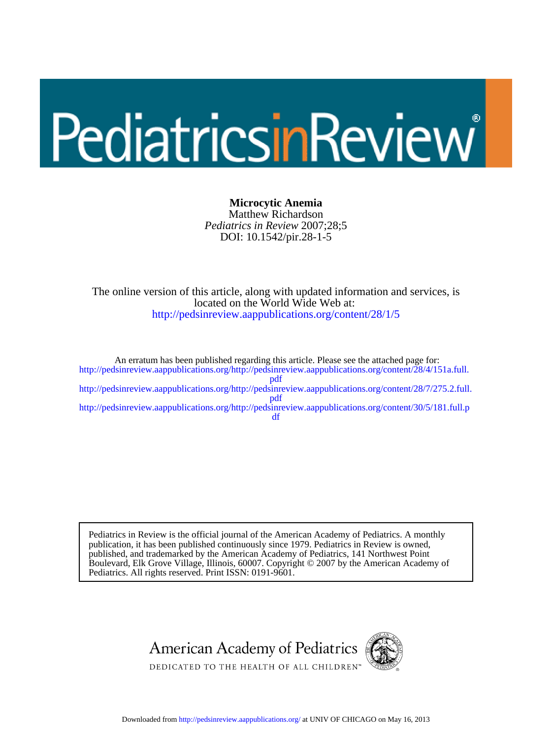# PediatricsinReview®

**Microcytic Anemia**
Matthew Richardson
*Pediatrics in Review* 2007;28;5
DOI: 10.1542/pir.28-1-5

The online version of this article, along with updated information and services, is located on the World Wide Web at:
http://pedsinreview.aappublications.org/content/28/1/5

An erratum has been published regarding this article. Please see the attached page for:
http://pedsinreview.aappublications.org/http://pedsinreview.aappublications.org/content/28/4/151a.full.pdf
http://pedsinreview.aappublications.org/http://pedsinreview.aappublications.org/content/28/7/275.2.full.pdf
http://pedsinreview.aappublications.org/http://pedsinreview.aappublications.org/content/30/5/181.full.pdf

Pediatrics in Review is the official journal of the American Academy of Pediatrics. A monthly publication, it has been published continuously since 1979. Pediatrics in Review is owned, published, and trademarked by the American Academy of Pediatrics, 141 Northwest Point Boulevard, Elk Grove Village, Illinois, 60007. Copyright © 2007 by the American Academy of Pediatrics. All rights reserved. Print ISSN: 0191-9601.

American Academy of Pediatrics
DEDICATED TO THE HEALTH OF ALL CHILDREN™

Downloaded from http://pedsinreview.aappublications.org/ at UNIV OF CHICAGO on May 16, 2013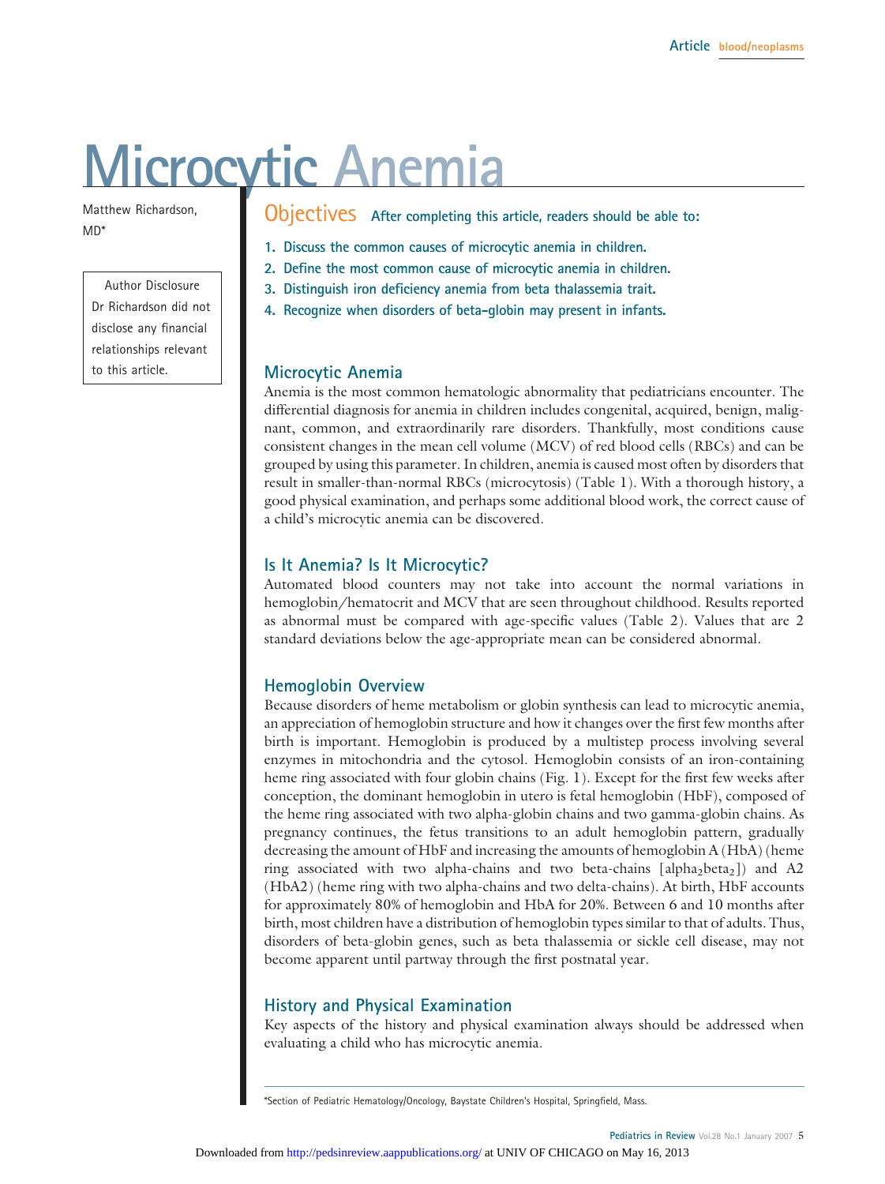# Microcytic Anemia

Matthew Richardson, MD*

Author Disclosure
Dr Richardson did not disclose any financial relationships relevant to this article.

## Objectives

After completing this article, readers should be able to:

1. Discuss the common causes of microcytic anemia in children.
2. Define the most common cause of microcytic anemia in children.
3. Distinguish iron deficiency anemia from beta thalassemia trait.
4. Recognize when disorders of beta-globin may present in infants.

## Microcytic Anemia

Anemia is the most common hematologic abnormality that pediatricians encounter. The differential diagnosis for anemia in children includes congenital, acquired, benign, malignant, common, and extraordinarily rare disorders. Thankfully, most conditions cause consistent changes in the mean cell volume (MCV) of red blood cells (RBCs) and can be grouped by using this parameter. In children, anemia is caused most often by disorders that result in smaller-than-normal RBCs (microcytosis) (Table 1). With a thorough history, a good physical examination, and perhaps some additional blood work, the correct cause of a child's microcytic anemia can be discovered.

## Is It Anemia? Is It Microcytic?

Automated blood counters may not take into account the normal variations in hemoglobin/hematocrit and MCV that are seen throughout childhood. Results reported as abnormal must be compared with age-specific values (Table 2). Values that are 2 standard deviations below the age-appropriate mean can be considered abnormal.

## Hemoglobin Overview

Because disorders of heme metabolism or globin synthesis can lead to microcytic anemia, an appreciation of hemoglobin structure and how it changes over the first few months after birth is important. Hemoglobin is produced by a multistep process involving several enzymes in mitochondria and the cytosol. Hemoglobin consists of an iron-containing heme ring associated with four globin chains (Fig. 1). Except for the first few weeks after conception, the dominant hemoglobin in utero is fetal hemoglobin (HbF), composed of the heme ring associated with two alpha-globin chains and two gamma-globin chains. As pregnancy continues, the fetus transitions to an adult hemoglobin pattern, gradually decreasing the amount of HbF and increasing the amounts of hemoglobin A (HbA) (heme ring associated with two alpha-chains and two beta-chains [$alpha_2beta_2$]) and A2 (HbA2) (heme ring with two alpha-chains and two delta-chains). At birth, HbF accounts for approximately 80% of hemoglobin and HbA for 20%. Between 6 and 10 months after birth, most children have a distribution of hemoglobin types similar to that of adults. Thus, disorders of beta-globin genes, such as beta thalassemia or sickle cell disease, may not become apparent until partway through the first postnatal year.

## History and Physical Examination

Key aspects of the history and physical examination always should be addressed when evaluating a child who has microcytic anemia.

*Section of Pediatric Hematology/Oncology, Baystate Children's Hospital, Springfield, Mass.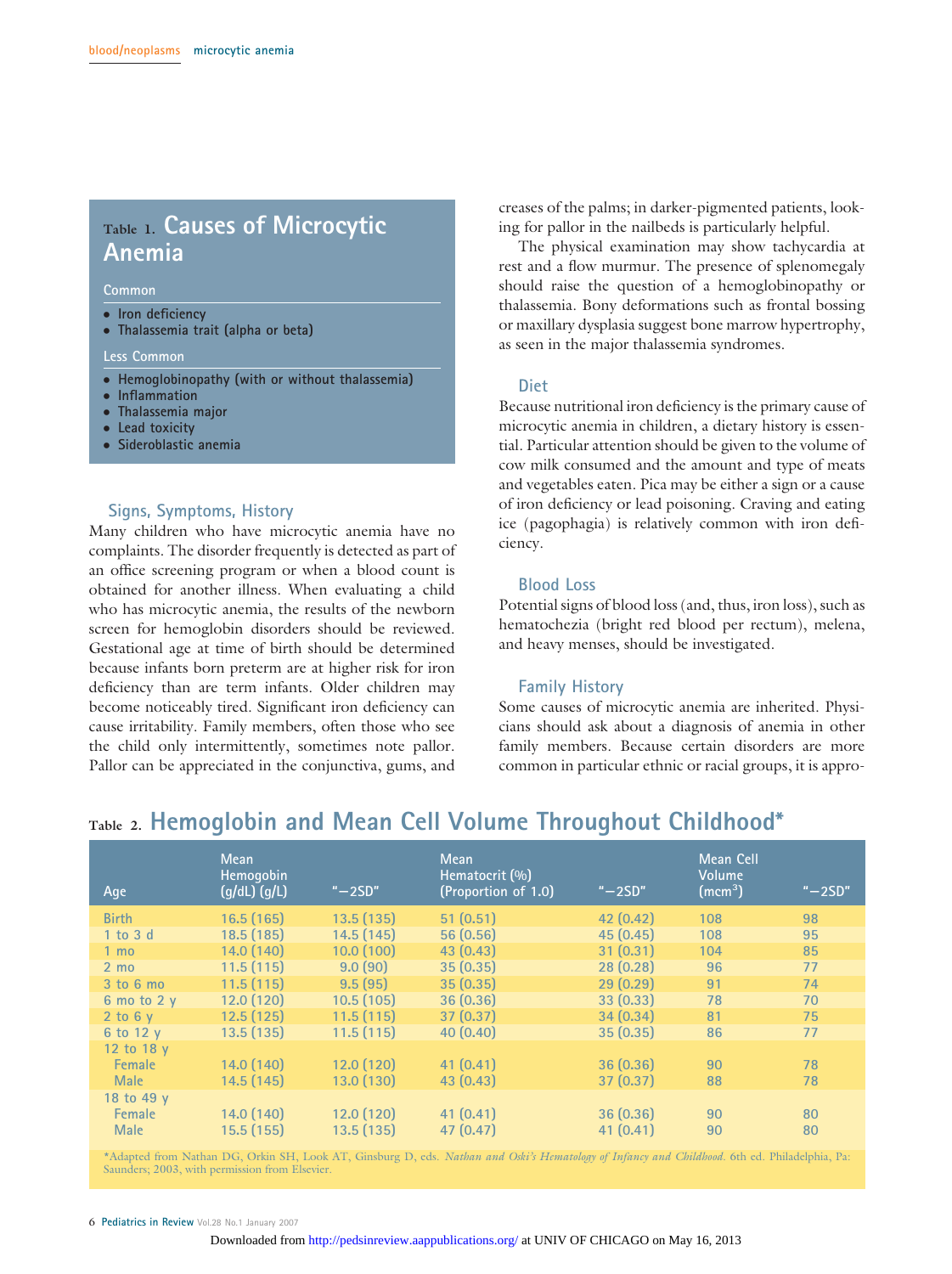## Table 1. Causes of Microcytic Anemia

**Common**

- Iron deficiency
- Thalassemia trait (alpha or beta)

**Less Common**

- Hemoglobinopathy (with or without thalassemia)
- Inflammation
- Thalassemia major
- Lead toxicity
- Sideroblastic anemia

### Signs, Symptoms, History

Many children who have microcytic anemia have no complaints. The disorder frequently is detected as part of an office screening program or when a blood count is obtained for another illness. When evaluating a child who has microcytic anemia, the results of the newborn screen for hemoglobin disorders should be reviewed. Gestational age at time of birth should be determined because infants born preterm are at higher risk for iron deficiency than are term infants. Older children may become noticeably tired. Significant iron deficiency can cause irritability. Family members, often those who see the child only intermittently, sometimes note pallor. Pallor can be appreciated in the conjunctiva, gums, and creases of the palms; in darker-pigmented patients, looking for pallor in the nailbeds is particularly helpful.

The physical examination may show tachycardia at rest and a flow murmur. The presence of splenomegaly should raise the question of a hemoglobinopathy or thalassemia. Bony deformations such as frontal bossing or maxillary dysplasia suggest bone marrow hypertrophy, as seen in the major thalassemia syndromes.

### Diet

Because nutritional iron deficiency is the primary cause of microcytic anemia in children, a dietary history is essential. Particular attention should be given to the volume of cow milk consumed and the amount and type of meats and vegetables eaten. Pica may be either a sign or a cause of iron deficiency or lead poisoning. Craving and eating ice (pagophagia) is relatively common with iron deficiency.

### Blood Loss

Potential signs of blood loss (and, thus, iron loss), such as hematochezia (bright red blood per rectum), melena, and heavy menses, should be investigated.

### Family History

Some causes of microcytic anemia are inherited. Physicians should ask about a diagnosis of anemia in other family members. Because certain disorders are more common in particular ethnic or racial groups, it is appro-

## Table 2. Hemoglobin and Mean Cell Volume Throughout Childhood*

| Age | Mean Hemogobin (g/dL) (g/L) | "−2SD" | Mean Hematocrit (%) (Proportion of 1.0) | "−2SD" | Mean Cell Volume (mcm$^3$) | "−2SD" |
|---|---|---|---|---|---|---|
| Birth | 16.5 (165) | 13.5 (135) | 51 (0.51) | 42 (0.42) | 108 | 98 |
| 1 to 3 d | 18.5 (185) | 14.5 (145) | 56 (0.56) | 45 (0.45) | 108 | 95 |
| 1 mo | 14.0 (140) | 10.0 (100) | 43 (0.43) | 31 (0.31) | 104 | 85 |
| 2 mo | 11.5 (115) | 9.0 (90) | 35 (0.35) | 28 (0.28) | 96 | 77 |
| 3 to 6 mo | 11.5 (115) | 9.5 (95) | 35 (0.35) | 29 (0.29) | 91 | 74 |
| 6 mo to 2 y | 12.0 (120) | 10.5 (105) | 36 (0.36) | 33 (0.33) | 78 | 70 |
| 2 to 6 y | 12.5 (125) | 11.5 (115) | 37 (0.37) | 34 (0.34) | 81 | 75 |
| 6 to 12 y | 13.5 (135) | 11.5 (115) | 40 (0.40) | 35 (0.35) | 86 | 77 |
| 12 to 18 y | | | | | | |
| Female | 14.0 (140) | 12.0 (120) | 41 (0.41) | 36 (0.36) | 90 | 78 |
| Male | 14.5 (145) | 13.0 (130) | 43 (0.43) | 37 (0.37) | 88 | 78 |
| 18 to 49 y | | | | | | |
| Female | 14.0 (140) | 12.0 (120) | 41 (0.41) | 36 (0.36) | 90 | 80 |
| Male | 15.5 (155) | 13.5 (135) | 47 (0.47) | 41 (0.41) | 90 | 80 |

*Adapted from Nathan DG, Orkin SH, Look AT, Ginsburg D, eds. *Nathan and Oski's Hematology of Infancy and Childhood*. 6th ed. Philadelphia, Pa: Saunders; 2003, with permission from Elsevier.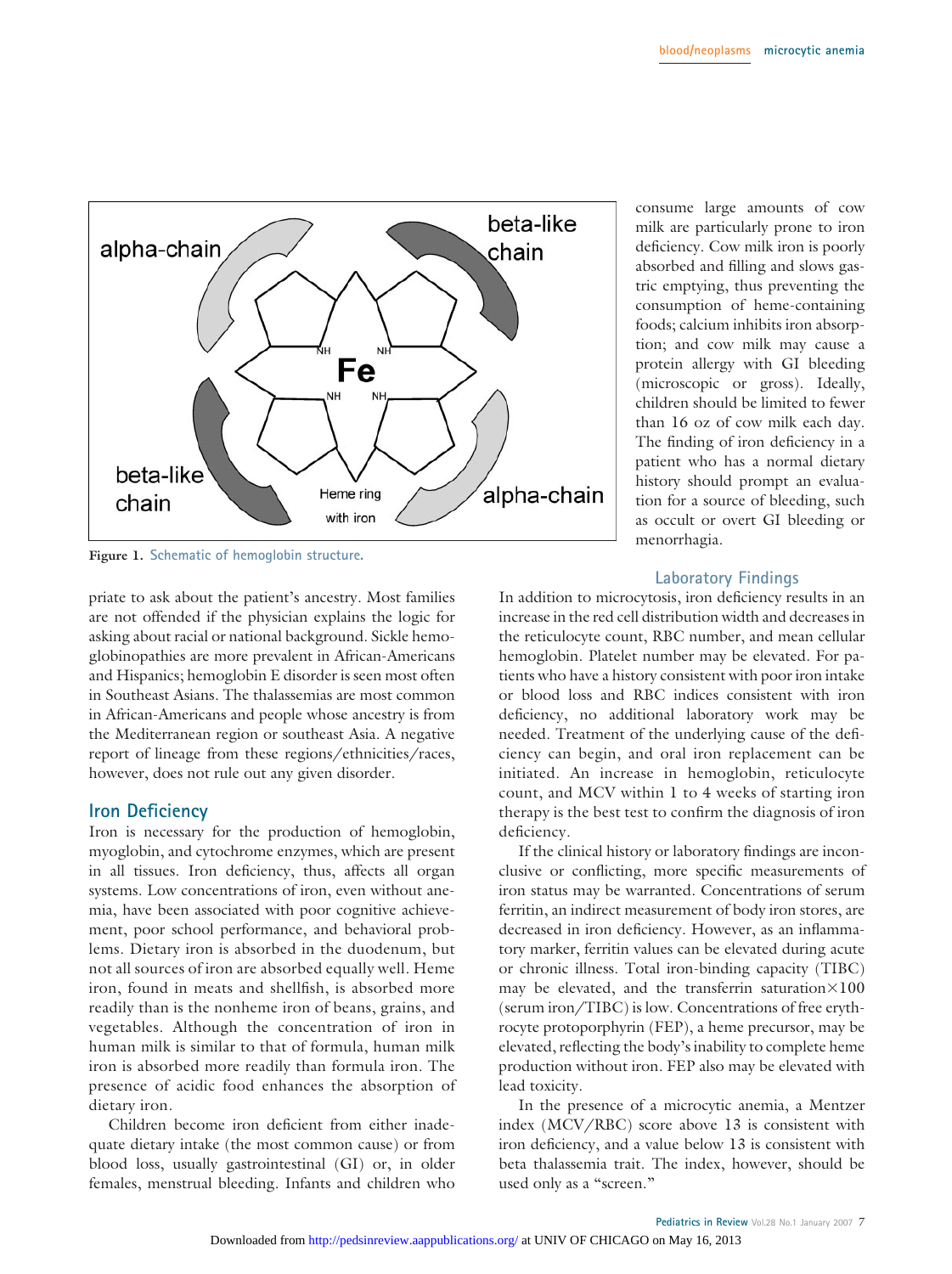Figure 1. Schematic of hemoglobin structure.

priate to ask about the patient's ancestry. Most families are not offended if the physician explains the logic for asking about racial or national background. Sickle hemoglobinopathies are more prevalent in African-Americans and Hispanics; hemoglobin E disorder is seen most often in Southeast Asians. The thalassemias are most common in African-Americans and people whose ancestry is from the Mediterranean region or southeast Asia. A negative report of lineage from these regions/ethnicities/races, however, does not rule out any given disorder.

## Iron Deficiency

Iron is necessary for the production of hemoglobin, myoglobin, and cytochrome enzymes, which are present in all tissues. Iron deficiency, thus, affects all organ systems. Low concentrations of iron, even without anemia, have been associated with poor cognitive achievement, poor school performance, and behavioral problems. Dietary iron is absorbed in the duodenum, but not all sources of iron are absorbed equally well. Heme iron, found in meats and shellfish, is absorbed more readily than is the nonheme iron of beans, grains, and vegetables. Although the concentration of iron in human milk is similar to that of formula, human milk iron is absorbed more readily than formula iron. The presence of acidic food enhances the absorption of dietary iron.

Children become iron deficient from either inadequate dietary intake (the most common cause) or from blood loss, usually gastrointestinal (GI) or, in older females, menstrual bleeding. Infants and children who consume large amounts of cow milk are particularly prone to iron deficiency. Cow milk iron is poorly absorbed and filling and slows gastric emptying, thus preventing the consumption of heme-containing foods; calcium inhibits iron absorption; and cow milk may cause a protein allergy with GI bleeding (microscopic or gross). Ideally, children should be limited to fewer than 16 oz of cow milk each day. The finding of iron deficiency in a patient who has a normal dietary history should prompt an evaluation for a source of bleeding, such as occult or overt GI bleeding or menorrhagia.

### Laboratory Findings

In addition to microcytosis, iron deficiency results in an increase in the red cell distribution width and decreases in the reticulocyte count, RBC number, and mean cellular hemoglobin. Platelet number may be elevated. For patients who have a history consistent with poor iron intake or blood loss and RBC indices consistent with iron deficiency, no additional laboratory work may be needed. Treatment of the underlying cause of the deficiency can begin, and oral iron replacement can be initiated. An increase in hemoglobin, reticulocyte count, and MCV within 1 to 4 weeks of starting iron therapy is the best test to confirm the diagnosis of iron deficiency.

If the clinical history or laboratory findings are inconclusive or conflicting, more specific measurements of iron status may be warranted. Concentrations of serum ferritin, an indirect measurement of body iron stores, are decreased in iron deficiency. However, as an inflammatory marker, ferritin values can be elevated during acute or chronic illness. Total iron-binding capacity (TIBC) may be elevated, and the transferrin saturation$\times$100 (serum iron/TIBC) is low. Concentrations of free erythrocyte protoporphyrin (FEP), a heme precursor, may be elevated, reflecting the body's inability to complete heme production without iron. FEP also may be elevated with lead toxicity.

In the presence of a microcytic anemia, a Mentzer index (MCV/RBC) score above 13 is consistent with iron deficiency, and a value below 13 is consistent with beta thalassemia trait. The index, however, should be used only as a "screen."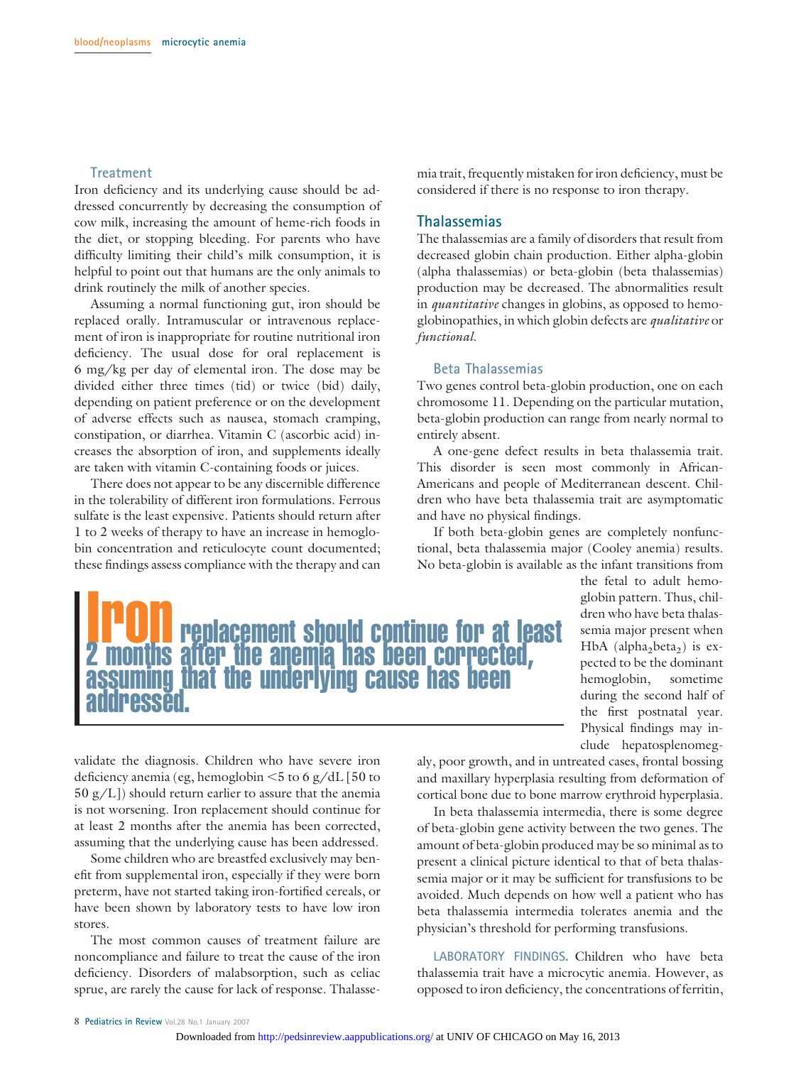### Treatment

Iron deficiency and its underlying cause should be addressed concurrently by decreasing the consumption of cow milk, increasing the amount of heme-rich foods in the diet, or stopping bleeding. For parents who have difficulty limiting their child's milk consumption, it is helpful to point out that humans are the only animals to drink routinely the milk of another species.

Assuming a normal functioning gut, iron should be replaced orally. Intramuscular or intravenous replacement of iron is inappropriate for routine nutritional iron deficiency. The usual dose for oral replacement is 6 mg/kg per day of elemental iron. The dose may be divided either three times (tid) or twice (bid) daily, depending on patient preference or on the development of adverse effects such as nausea, stomach cramping, constipation, or diarrhea. Vitamin C (ascorbic acid) increases the absorption of iron, and supplements ideally are taken with vitamin C-containing foods or juices.

There does not appear to be any discernible difference in the tolerability of different iron formulations. Ferrous sulfate is the least expensive. Patients should return after 1 to 2 weeks of therapy to have an increase in hemoglobin concentration and reticulocyte count documented; these findings assess compliance with the therapy and can validate the diagnosis. Children who have severe iron deficiency anemia (eg, hemoglobin <5 to 6 g/dL [50 to 50 g/L]) should return earlier to assure that the anemia is not worsening. Iron replacement should continue for at least 2 months after the anemia has been corrected, assuming that the underlying cause has been addressed.

> **Iron replacement should continue for at least 2 months after the anemia has been corrected, assuming that the underlying cause has been addressed.**

Some children who are breastfed exclusively may benefit from supplemental iron, especially if they were born preterm, have not started taking iron-fortified cereals, or have been shown by laboratory tests to have low iron stores.

The most common causes of treatment failure are noncompliance and failure to treat the cause of the iron deficiency. Disorders of malabsorption, such as celiac sprue, are rarely the cause for lack of response. Thalassemia trait, frequently mistaken for iron deficiency, must be considered if there is no response to iron therapy.

## Thalassemias

The thalassemias are a family of disorders that result from decreased globin chain production. Either alpha-globin (alpha thalassemias) or beta-globin (beta thalassemias) production may be decreased. The abnormalities result in *quantitative* changes in globins, as opposed to hemoglobinopathies, in which globin defects are *qualitative* or *functional.*

### Beta Thalassemias

Two genes control beta-globin production, one on each chromosome 11. Depending on the particular mutation, beta-globin production can range from nearly normal to entirely absent.

A one-gene defect results in beta thalassemia trait. This disorder is seen most commonly in African-Americans and people of Mediterranean descent. Children who have beta thalassemia trait are asymptomatic and have no physical findings.

If both beta-globin genes are completely nonfunctional, beta thalassemia major (Cooley anemia) results. No beta-globin is available as the infant transitions from the fetal to adult hemoglobin pattern. Thus, children who have beta thalassemia major present when HbA (alpha$_2$beta$_2$) is expected to be the dominant hemoglobin, sometime during the second half of the first postnatal year. Physical findings may include hepatosplenomegaly, poor growth, and in untreated cases, frontal bossing and maxillary hyperplasia resulting from deformation of cortical bone due to bone marrow erythroid hyperplasia.

In beta thalassemia intermedia, there is some degree of beta-globin gene activity between the two genes. The amount of beta-globin produced may be so minimal as to present a clinical picture identical to that of beta thalassemia major or it may be sufficient for transfusions to be avoided. Much depends on how well a patient who has beta thalassemia intermedia tolerates anemia and the physician's threshold for performing transfusions.

**LABORATORY FINDINGS.** Children who have beta thalassemia trait have a microcytic anemia. However, as opposed to iron deficiency, the concentrations of ferritin,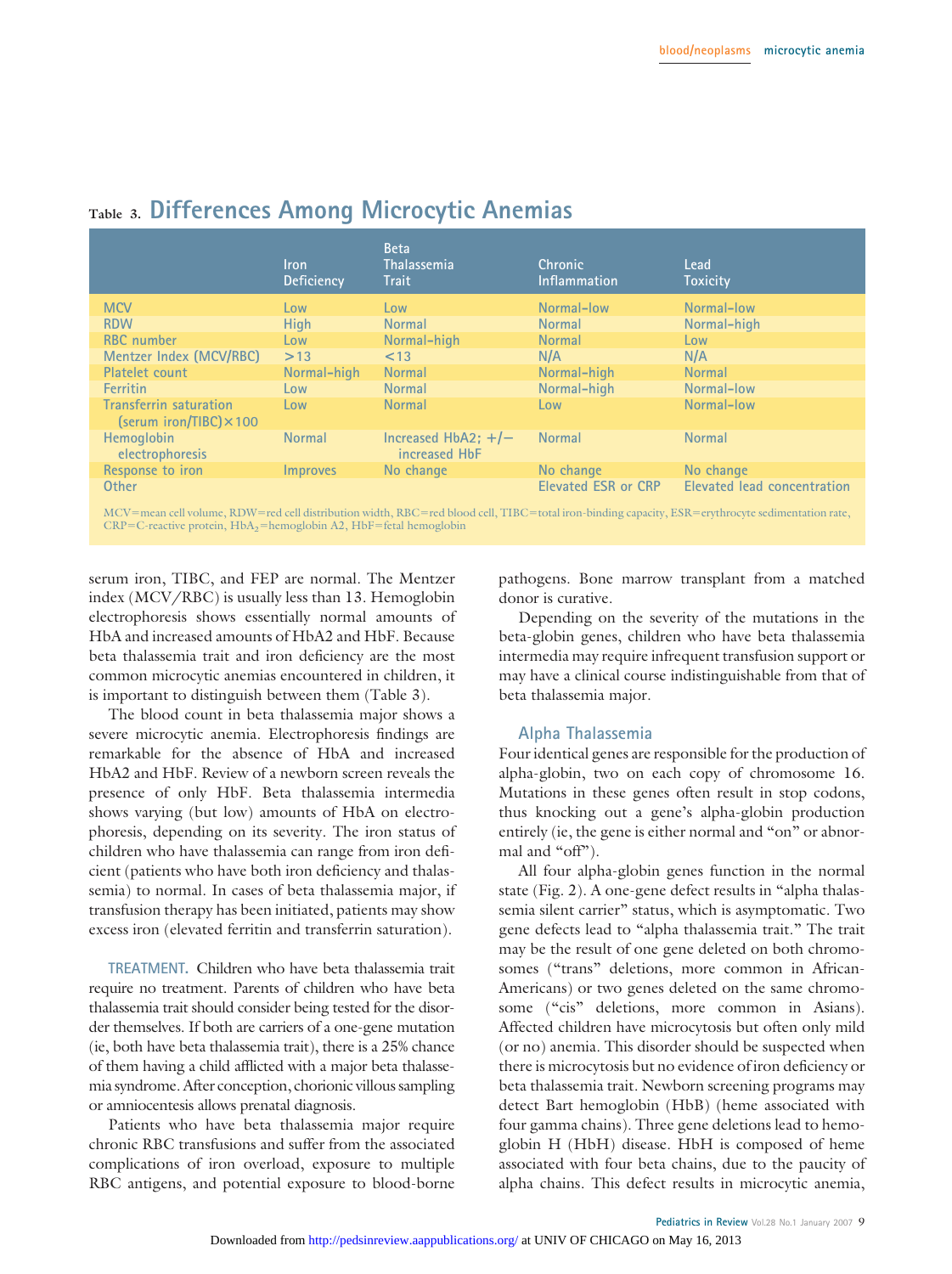## Table 3. Differences Among Microcytic Anemias

| | Iron Deficiency | Beta Thalassemia Trait | Chronic Inflammation | Lead Toxicity |
|---|---|---|---|---|
| MCV | Low | Low | Normal-low | Normal-low |
| RDW | High | Normal | Normal | Normal-high |
| RBC number | Low | Normal-high | Normal | Low |
| Mentzer Index (MCV/RBC) | >13 | <13 | N/A | N/A |
| Platelet count | Normal-high | Normal | Normal-high | Normal |
| Ferritin | Low | Normal | Normal-high | Normal-low |
| Transferrin saturation (serum iron/TIBC)×100 | Low | Normal | Low | Normal-low |
| Hemoglobin electrophoresis | Normal | Increased HbA2; +/− increased HbF | Normal | Normal |
| Response to iron | Improves | No change | No change | No change |
| Other | | | Elevated ESR or CRP | Elevated lead concentration |

MCV=mean cell volume, RDW=red cell distribution width, RBC=red blood cell, TIBC=total iron-binding capacity, ESR=erythrocyte sedimentation rate, CRP=C-reactive protein, $HbA_2$=hemoglobin A2, HbF=fetal hemoglobin

serum iron, TIBC, and FEP are normal. The Mentzer index (MCV/RBC) is usually less than 13. Hemoglobin electrophoresis shows essentially normal amounts of HbA and increased amounts of HbA2 and HbF. Because beta thalassemia trait and iron deficiency are the most common microcytic anemias encountered in children, it is important to distinguish between them (Table 3).

The blood count in beta thalassemia major shows a severe microcytic anemia. Electrophoresis findings are remarkable for the absence of HbA and increased HbA2 and HbF. Review of a newborn screen reveals the presence of only HbF. Beta thalassemia intermedia shows varying (but low) amounts of HbA on electrophoresis, depending on its severity. The iron status of children who have thalassemia can range from iron deficient (patients who have both iron deficiency and thalassemia) to normal. In cases of beta thalassemia major, if transfusion therapy has been initiated, patients may show excess iron (elevated ferritin and transferrin saturation).

**TREATMENT.** Children who have beta thalassemia trait require no treatment. Parents of children who have beta thalassemia trait should consider being tested for the disorder themselves. If both are carriers of a one-gene mutation (ie, both have beta thalassemia trait), there is a 25% chance of them having a child afflicted with a major beta thalassemia syndrome. After conception, chorionic villous sampling or amniocentesis allows prenatal diagnosis.

Patients who have beta thalassemia major require chronic RBC transfusions and suffer from the associated complications of iron overload, exposure to multiple RBC antigens, and potential exposure to blood-borne pathogens. Bone marrow transplant from a matched donor is curative.

Depending on the severity of the mutations in the beta-globin genes, children who have beta thalassemia intermedia may require infrequent transfusion support or may have a clinical course indistinguishable from that of beta thalassemia major.

### Alpha Thalassemia

Four identical genes are responsible for the production of alpha-globin, two on each copy of chromosome 16. Mutations in these genes often result in stop codons, thus knocking out a gene's alpha-globin production entirely (ie, the gene is either normal and "on" or abnormal and "off").

All four alpha-globin genes function in the normal state (Fig. 2). A one-gene defect results in "alpha thalassemia silent carrier" status, which is asymptomatic. Two gene defects lead to "alpha thalassemia trait." The trait may be the result of one gene deleted on both chromosomes ("trans" deletions, more common in African-Americans) or two genes deleted on the same chromosome ("cis" deletions, more common in Asians). Affected children have microcytosis but often only mild (or no) anemia. This disorder should be suspected when there is microcytosis but no evidence of iron deficiency or beta thalassemia trait. Newborn screening programs may detect Bart hemoglobin (HbB) (heme associated with four gamma chains). Three gene deletions lead to hemoglobin H (HbH) disease. HbH is composed of heme associated with four beta chains, due to the paucity of alpha chains. This defect results in microcytic anemia,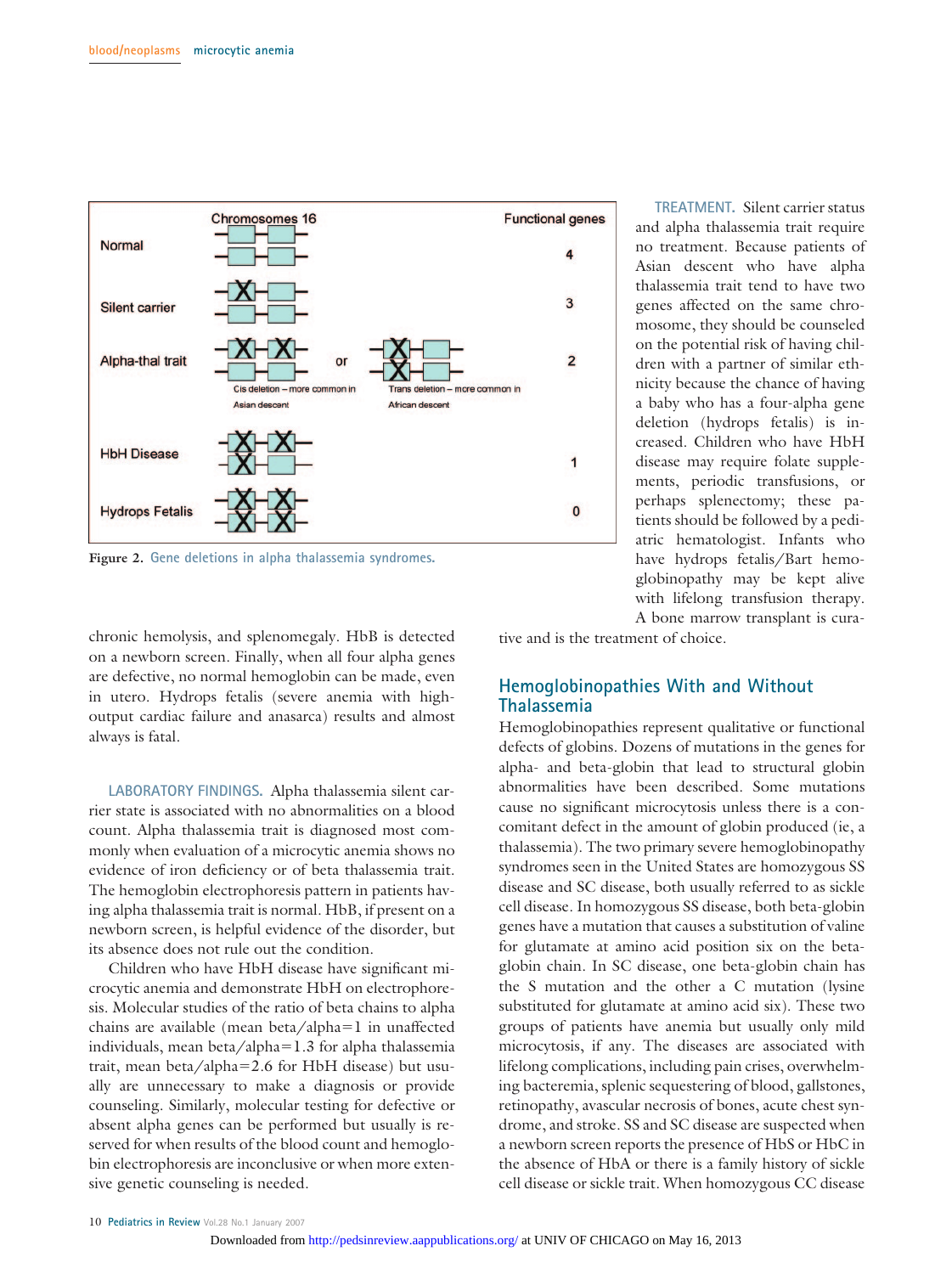| | Chromosomes 16 | | Functional genes |
|---|---|---|---|
| Normal | | | 4 |
| Silent carrier | | | 3 |
| Alpha-thal trait | Cis deletion – more common in Asian descent | or Trans deletion – more common in African descent | 2 |
| HbH Disease | | | 1 |
| Hydrops Fetalis | | | 0 |

Figure 2. Gene deletions in alpha thalassemia syndromes.

chronic hemolysis, and splenomegaly. HbB is detected on a newborn screen. Finally, when all four alpha genes are defective, no normal hemoglobin can be made, even in utero. Hydrops fetalis (severe anemia with high-output cardiac failure and anasarca) results and almost always is fatal.

LABORATORY FINDINGS. Alpha thalassemia silent carrier state is associated with no abnormalities on a blood count. Alpha thalassemia trait is diagnosed most commonly when evaluation of a microcytic anemia shows no evidence of iron deficiency or of beta thalassemia trait. The hemoglobin electrophoresis pattern in patients having alpha thalassemia trait is normal. HbB, if present on a newborn screen, is helpful evidence of the disorder, but its absence does not rule out the condition.

Children who have HbH disease have significant microcytic anemia and demonstrate HbH on electrophoresis. Molecular studies of the ratio of beta chains to alpha chains are available (mean beta/alpha=1 in unaffected individuals, mean beta/alpha=1.3 for alpha thalassemia trait, mean beta/alpha=2.6 for HbH disease) but usually are unnecessary to make a diagnosis or provide counseling. Similarly, molecular testing for defective or absent alpha genes can be performed but usually is reserved for when results of the blood count and hemoglobin electrophoresis are inconclusive or when more extensive genetic counseling is needed.

TREATMENT. Silent carrier status and alpha thalassemia trait require no treatment. Because patients of Asian descent who have alpha thalassemia trait tend to have two genes affected on the same chromosome, they should be counseled on the potential risk of having children with a partner of similar ethnicity because the chance of having a baby who has a four-alpha gene deletion (hydrops fetalis) is increased. Children who have HbH disease may require folate supplements, periodic transfusions, or perhaps splenectomy; these patients should be followed by a pediatric hematologist. Infants who have hydrops fetalis/Bart hemoglobinopathy may be kept alive with lifelong transfusion therapy. A bone marrow transplant is curative and is the treatment of choice.

## Hemoglobinopathies With and Without Thalassemia

Hemoglobinopathies represent qualitative or functional defects of globins. Dozens of mutations in the genes for alpha- and beta-globin that lead to structural globin abnormalities have been described. Some mutations cause no significant microcytosis unless there is a concomitant defect in the amount of globin produced (ie, a thalassemia). The two primary severe hemoglobinopathy syndromes seen in the United States are homozygous SS disease and SC disease, both usually referred to as sickle cell disease. In homozygous SS disease, both beta-globin genes have a mutation that causes a substitution of valine for glutamate at amino acid position six on the beta-globin chain. In SC disease, one beta-globin chain has the S mutation and the other a C mutation (lysine substituted for glutamate at amino acid six). These two groups of patients have anemia but usually only mild microcytosis, if any. The diseases are associated with lifelong complications, including pain crises, overwhelming bacteremia, splenic sequestering of blood, gallstones, retinopathy, avascular necrosis of bones, acute chest syndrome, and stroke. SS and SC disease are suspected when a newborn screen reports the presence of HbS or HbC in the absence of HbA or there is a family history of sickle cell disease or sickle trait. When homozygous CC disease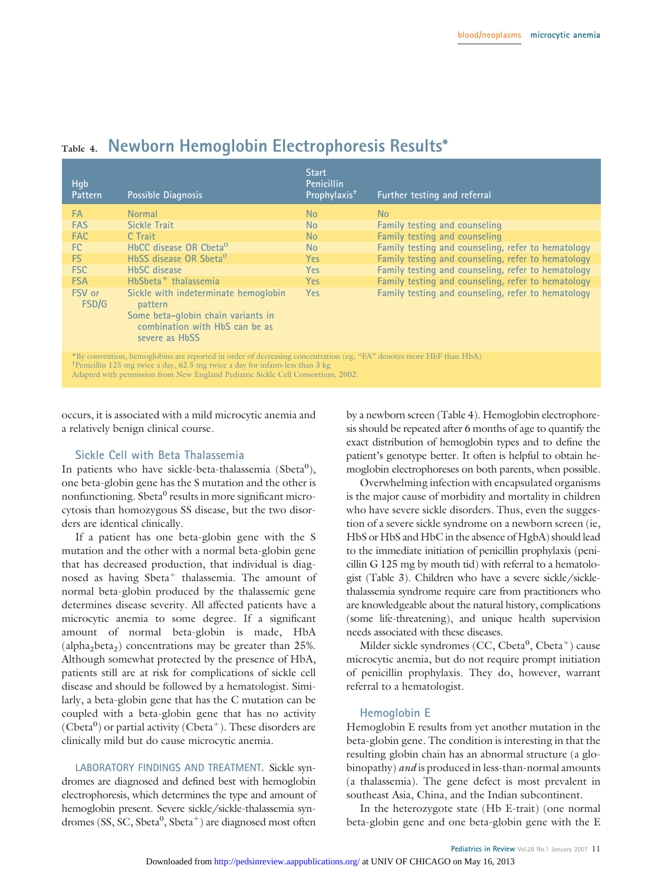## Table 4. Newborn Hemoglobin Electrophoresis Results*

| Hgb Pattern | Possible Diagnosis | Start Penicillin Prophylaxis† | Further testing and referral |
|---|---|---|---|
| FA | Normal | No | No |
| FAS | Sickle Trait | No | Family testing and counseling |
| FAC | C Trait | No | Family testing and counseling |
| FC | HbCC disease OR Cbeta$^0$ | No | Family testing and counseling, refer to hematology |
| FS | HbSS disease OR Sbeta$^0$ | Yes | Family testing and counseling, refer to hematology |
| FSC | HbSC disease | Yes | Family testing and counseling, refer to hematology |
| FSA | HbSbeta$^+$ thalassemia | Yes | Family testing and counseling, refer to hematology |
| FSV or FSD/G | Sickle with indeterminate hemoglobin pattern<br>Some beta-globin chain variants in combination with HbS can be as severe as HbSS | Yes | Family testing and counseling, refer to hematology |

*By convention, hemoglobins are reported in order of decreasing concentration (eg, "FA" denotes more HbF than HbA)
†Penicillin 125 mg twice a day, 62.5 mg twice a day for infants less than 3 kg
Adapted with permission from New England Pediatric Sickle Cell Consortium, 2002.

occurs, it is associated with a mild microcytic anemia and a relatively benign clinical course.

### Sickle Cell with Beta Thalassemia

In patients who have sickle-beta-thalassemia (Sbeta$^0$), one beta-globin gene has the S mutation and the other is nonfunctioning. Sbeta$^0$ results in more significant microcytosis than homozygous SS disease, but the two disorders are identical clinically.

If a patient has one beta-globin gene with the S mutation and the other with a normal beta-globin gene that has decreased production, that individual is diagnosed as having Sbeta$^+$ thalassemia. The amount of normal beta-globin produced by the thalassemic gene determines disease severity. All affected patients have a microcytic anemia to some degree. If a significant amount of normal beta-globin is made, HbA (alpha$_2$beta$_2$) concentrations may be greater than 25%. Although somewhat protected by the presence of HbA, patients still are at risk for complications of sickle cell disease and should be followed by a hematologist. Similarly, a beta-globin gene that has the C mutation can be coupled with a beta-globin gene that has no activity (Cbeta$^0$) or partial activity (Cbeta$^+$). These disorders are clinically mild but do cause microcytic anemia.

**LABORATORY FINDINGS AND TREATMENT.** Sickle syndromes are diagnosed and defined best with hemoglobin electrophoresis, which determines the type and amount of hemoglobin present. Severe sickle/sickle-thalassemia syndromes (SS, SC, Sbeta$^0$, Sbeta$^+$) are diagnosed most often by a newborn screen (Table 4). Hemoglobin electrophoresis should be repeated after 6 months of age to quantify the exact distribution of hemoglobin types and to define the patient's genotype better. It often is helpful to obtain hemoglobin electrophoreses on both parents, when possible.

Overwhelming infection with encapsulated organisms is the major cause of morbidity and mortality in children who have severe sickle disorders. Thus, even the suggestion of a severe sickle syndrome on a newborn screen (ie, HbS or HbS and HbC in the absence of HgbA) should lead to the immediate initiation of penicillin prophylaxis (penicillin G 125 mg by mouth tid) with referral to a hematologist (Table 3). Children who have a severe sickle/sickle-thalassemia syndrome require care from practitioners who are knowledgeable about the natural history, complications (some life-threatening), and unique health supervision needs associated with these diseases.

Milder sickle syndromes (CC, Cbeta$^0$, Cbeta$^+$) cause microcytic anemia, but do not require prompt initiation of penicillin prophylaxis. They do, however, warrant referral to a hematologist.

### Hemoglobin E

Hemoglobin E results from yet another mutation in the beta-globin gene. The condition is interesting in that the resulting globin chain has an abnormal structure (a globinopathy) *and* is produced in less-than-normal amounts (a thalassemia). The gene defect is most prevalent in southeast Asia, China, and the Indian subcontinent.

In the heterozygote state (Hb E-trait) (one normal beta-globin gene and one beta-globin gene with the E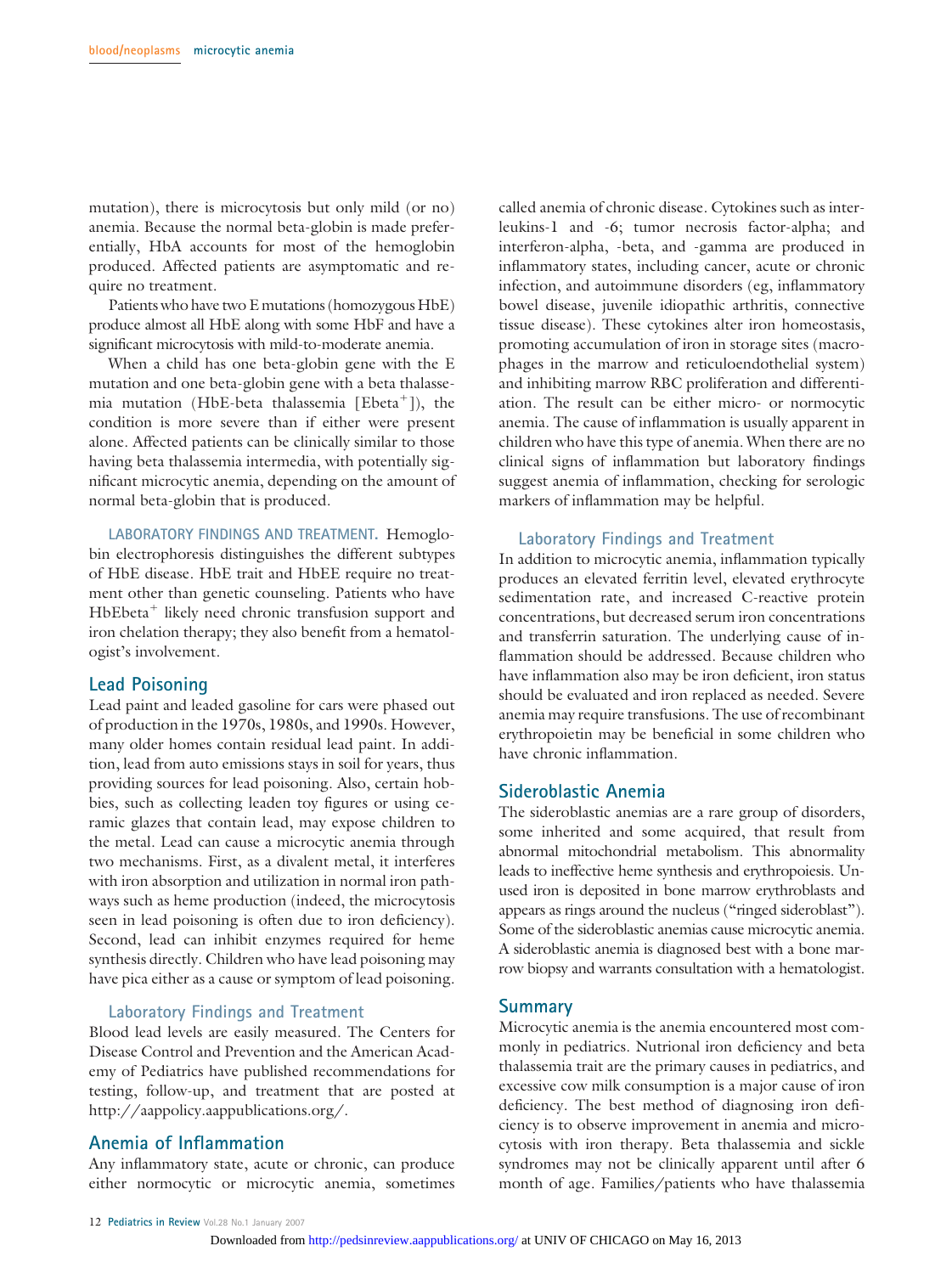mutation), there is microcytosis but only mild (or no) anemia. Because the normal beta-globin is made preferentially, HbA accounts for most of the hemoglobin produced. Affected patients are asymptomatic and require no treatment.

Patients who have two E mutations (homozygous HbE) produce almost all HbE along with some HbF and have a significant microcytosis with mild-to-moderate anemia.

When a child has one beta-globin gene with the E mutation and one beta-globin gene with a beta thalassemia mutation (HbE-beta thalassemia [Ebeta$^+$]), the condition is more severe than if either were present alone. Affected patients can be clinically similar to those having beta thalassemia intermedia, with potentially significant microcytic anemia, depending on the amount of normal beta-globin that is produced.

**LABORATORY FINDINGS AND TREATMENT.** Hemoglobin electrophoresis distinguishes the different subtypes of HbE disease. HbE trait and HbEE require no treatment other than genetic counseling. Patients who have HbEbeta$^+$ likely need chronic transfusion support and iron chelation therapy; they also benefit from a hematologist's involvement.

## Lead Poisoning

Lead paint and leaded gasoline for cars were phased out of production in the 1970s, 1980s, and 1990s. However, many older homes contain residual lead paint. In addition, lead from auto emissions stays in soil for years, thus providing sources for lead poisoning. Also, certain hobbies, such as collecting leaden toy figures or using ceramic glazes that contain lead, may expose children to the metal. Lead can cause a microcytic anemia through two mechanisms. First, as a divalent metal, it interferes with iron absorption and utilization in normal iron pathways such as heme production (indeed, the microcytosis seen in lead poisoning is often due to iron deficiency). Second, lead can inhibit enzymes required for heme synthesis directly. Children who have lead poisoning may have pica either as a cause or symptom of lead poisoning.

### Laboratory Findings and Treatment

Blood lead levels are easily measured. The Centers for Disease Control and Prevention and the American Academy of Pediatrics have published recommendations for testing, follow-up, and treatment that are posted at http://aappolicy.aappublications.org/.

## Anemia of Inflammation

Any inflammatory state, acute or chronic, can produce either normocytic or microcytic anemia, sometimes called anemia of chronic disease. Cytokines such as interleukins-1 and -6; tumor necrosis factor-alpha; and interferon-alpha, -beta, and -gamma are produced in inflammatory states, including cancer, acute or chronic infection, and autoimmune disorders (eg, inflammatory bowel disease, juvenile idiopathic arthritis, connective tissue disease). These cytokines alter iron homeostasis, promoting accumulation of iron in storage sites (macrophages in the marrow and reticuloendothelial system) and inhibiting marrow RBC proliferation and differentiation. The result can be either micro- or normocytic anemia. The cause of inflammation is usually apparent in children who have this type of anemia. When there are no clinical signs of inflammation but laboratory findings suggest anemia of inflammation, checking for serologic markers of inflammation may be helpful.

### Laboratory Findings and Treatment

In addition to microcytic anemia, inflammation typically produces an elevated ferritin level, elevated erythrocyte sedimentation rate, and increased C-reactive protein concentrations, but decreased serum iron concentrations and transferrin saturation. The underlying cause of inflammation should be addressed. Because children who have inflammation also may be iron deficient, iron status should be evaluated and iron replaced as needed. Severe anemia may require transfusions. The use of recombinant erythropoietin may be beneficial in some children who have chronic inflammation.

## Sideroblastic Anemia

The sideroblastic anemias are a rare group of disorders, some inherited and some acquired, that result from abnormal mitochondrial metabolism. This abnormality leads to ineffective heme synthesis and erythropoiesis. Unused iron is deposited in bone marrow erythroblasts and appears as rings around the nucleus ("ringed sideroblast"). Some of the sideroblastic anemias cause microcytic anemia. A sideroblastic anemia is diagnosed best with a bone marrow biopsy and warrants consultation with a hematologist.

## Summary

Microcytic anemia is the anemia encountered most commonly in pediatrics. Nutrional iron deficiency and beta thalassemia trait are the primary causes in pediatrics, and excessive cow milk consumption is a major cause of iron deficiency. The best method of diagnosing iron deficiency is to observe improvement in anemia and microcytosis with iron therapy. Beta thalassemia and sickle syndromes may not be clinically apparent until after 6 month of age. Families/patients who have thalassemia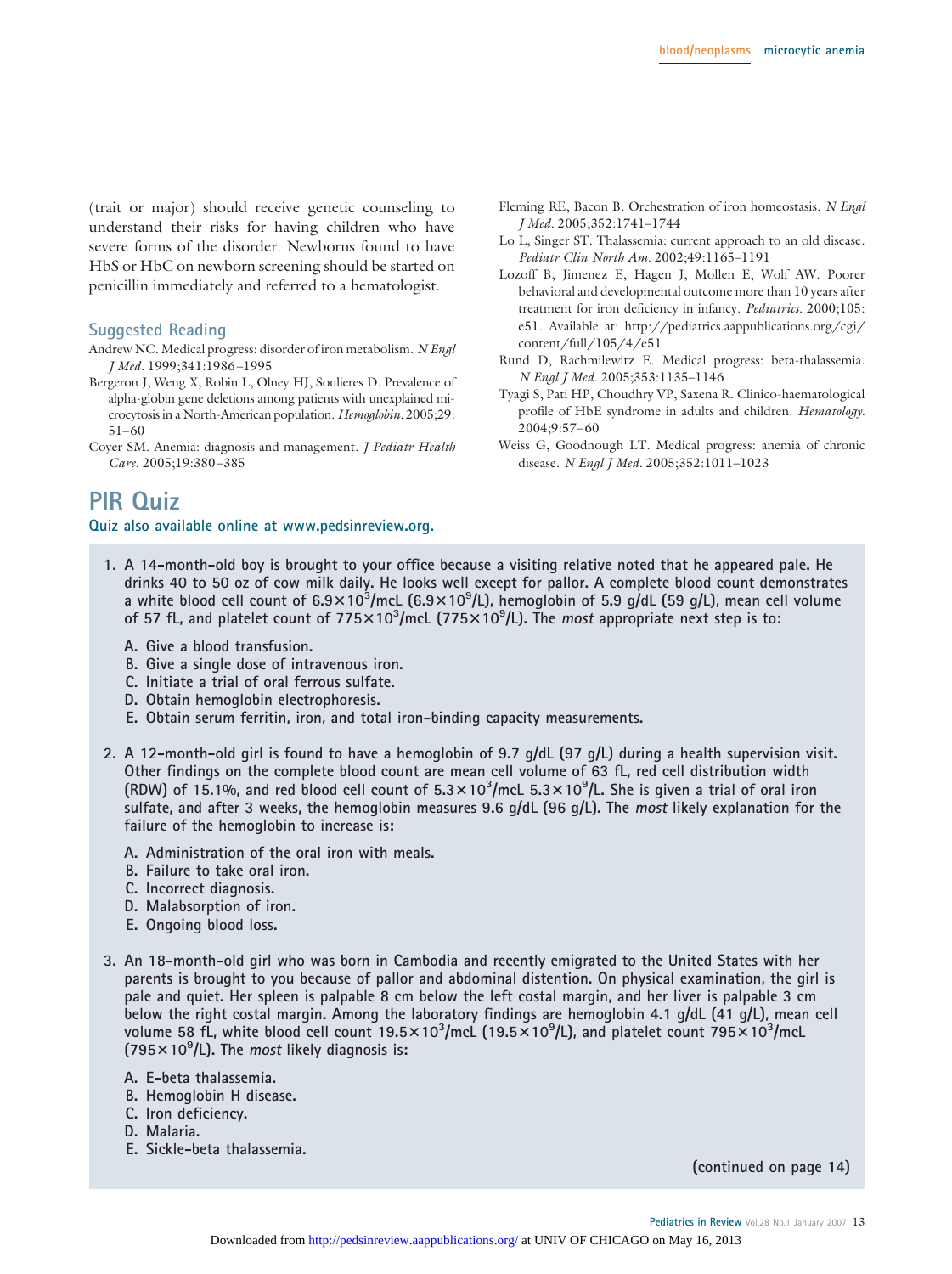(trait or major) should receive genetic counseling to understand their risks for having children who have severe forms of the disorder. Newborns found to have HbS or HbC on newborn screening should be started on penicillin immediately and referred to a hematologist.

### Suggested Reading

Andrew NC. Medical progress: disorder of iron metabolism. *N Engl J Med.* 1999;341:1986–1995

Bergeron J, Weng X, Robin L, Olney HJ, Soulieres D. Prevalence of alpha-globin gene deletions among patients with unexplained microcytosis in a North-American population. *Hemoglobin.* 2005;29:51–60

Coyer SM. Anemia: diagnosis and management. *J Pediatr Health Care.* 2005;19:380–385

Fleming RE, Bacon B. Orchestration of iron homeostasis. *N Engl J Med.* 2005;352:1741–1744

Lo L, Singer ST. Thalassemia: current approach to an old disease. *Pediatr Clin North Am.* 2002;49:1165–1191

Lozoff B, Jimenez E, Hagen J, Mollen E, Wolf AW. Poorer behavioral and developmental outcome more than 10 years after treatment for iron deficiency in infancy. *Pediatrics.* 2000;105: e51. Available at: http://pediatrics.aappublications.org/cgi/content/full/105/4/e51

Rund D, Rachmilewitz E. Medical progress: beta-thalassemia. *N Engl J Med.* 2005;353:1135–1146

Tyagi S, Pati HP, Choudhry VP, Saxena R. Clinico-haematological profile of HbE syndrome in adults and children. *Hematology.* 2004;9:57–60

Weiss G, Goodnough LT. Medical progress: anemia of chronic disease. *N Engl J Med.* 2005;352:1011–1023

## PIR Quiz

**Quiz also available online at www.pedsinreview.org.**

**1. A 14-month-old boy is brought to your office because a visiting relative noted that he appeared pale. He drinks 40 to 50 oz of cow milk daily. He looks well except for pallor. A complete blood count demonstrates a white blood cell count of $6.9\times10^3$/mcL ($6.9\times10^9$/L), hemoglobin of 5.9 g/dL (59 g/L), mean cell volume of 57 fL, and platelet count of $775\times10^3$/mcL ($775\times10^9$/L). The *most* appropriate next step is to:**

A. Give a blood transfusion.
B. Give a single dose of intravenous iron.
C. Initiate a trial of oral ferrous sulfate.
D. Obtain hemoglobin electrophoresis.
E. Obtain serum ferritin, iron, and total iron-binding capacity measurements.

**2. A 12-month-old girl is found to have a hemoglobin of 9.7 g/dL (97 g/L) during a health supervision visit. Other findings on the complete blood count are mean cell volume of 63 fL, red cell distribution width (RDW) of 15.1%, and red blood cell count of $5.3\times10^3$/mcL $5.3\times10^9$/L. She is given a trial of oral iron sulfate, and after 3 weeks, the hemoglobin measures 9.6 g/dL (96 g/L). The *most* likely explanation for the failure of the hemoglobin to increase is:**

A. Administration of the oral iron with meals.
B. Failure to take oral iron.
C. Incorrect diagnosis.
D. Malabsorption of iron.
E. Ongoing blood loss.

**3. An 18-month-old girl who was born in Cambodia and recently emigrated to the United States with her parents is brought to you because of pallor and abdominal distention. On physical examination, the girl is pale and quiet. Her spleen is palpable 8 cm below the left costal margin, and her liver is palpable 3 cm below the right costal margin. Among the laboratory findings are hemoglobin 4.1 g/dL (41 g/L), mean cell volume 58 fL, white blood cell count $19.5\times10^3$/mcL ($19.5\times10^9$/L), and platelet count $795\times10^3$/mcL ($795\times10^9$/L). The *most* likely diagnosis is:**

A. E-beta thalassemia.
B. Hemoglobin H disease.
C. Iron deficiency.
D. Malaria.
E. Sickle-beta thalassemia.

**(continued on page 14)**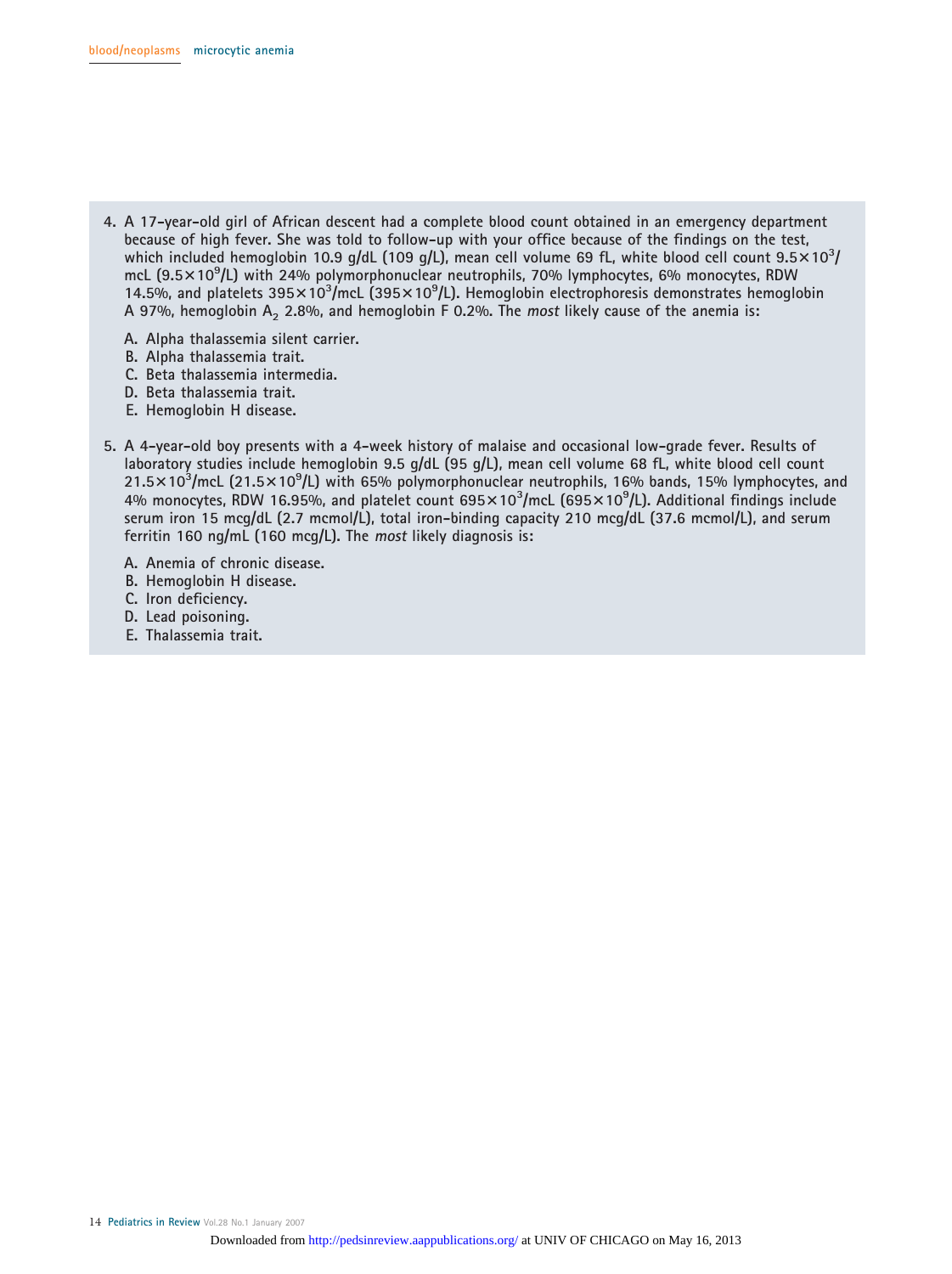4. A 17-year-old girl of African descent had a complete blood count obtained in an emergency department because of high fever. She was told to follow-up with your office because of the findings on the test, which included hemoglobin 10.9 g/dL (109 g/L), mean cell volume 69 fL, white blood cell count $9.5\times10^3$/mcL ($9.5\times10^9$/L) with 24% polymorphonuclear neutrophils, 70% lymphocytes, 6% monocytes, RDW 14.5%, and platelets $395\times10^3$/mcL ($395\times10^9$/L). Hemoglobin electrophoresis demonstrates hemoglobin A 97%, hemoglobin $A_2$ 2.8%, and hemoglobin F 0.2%. The *most* likely cause of the anemia is:

   A. Alpha thalassemia silent carrier.
   B. Alpha thalassemia trait.
   C. Beta thalassemia intermedia.
   D. Beta thalassemia trait.
   E. Hemoglobin H disease.

5. A 4-year-old boy presents with a 4-week history of malaise and occasional low-grade fever. Results of laboratory studies include hemoglobin 9.5 g/dL (95 g/L), mean cell volume 68 fL, white blood cell count $21.5\times10^3$/mcL ($21.5\times10^9$/L) with 65% polymorphonuclear neutrophils, 16% bands, 15% lymphocytes, and 4% monocytes, RDW 16.95%, and platelet count $695\times10^3$/mcL ($695\times10^9$/L). Additional findings include serum iron 15 mcg/dL (2.7 mcmol/L), total iron-binding capacity 210 mcg/dL (37.6 mcmol/L), and serum ferritin 160 ng/mL (160 mcg/L). The *most* likely diagnosis is:

   A. Anemia of chronic disease.
   B. Hemoglobin H disease.
   C. Iron deficiency.
   D. Lead poisoning.
   E. Thalassemia trait.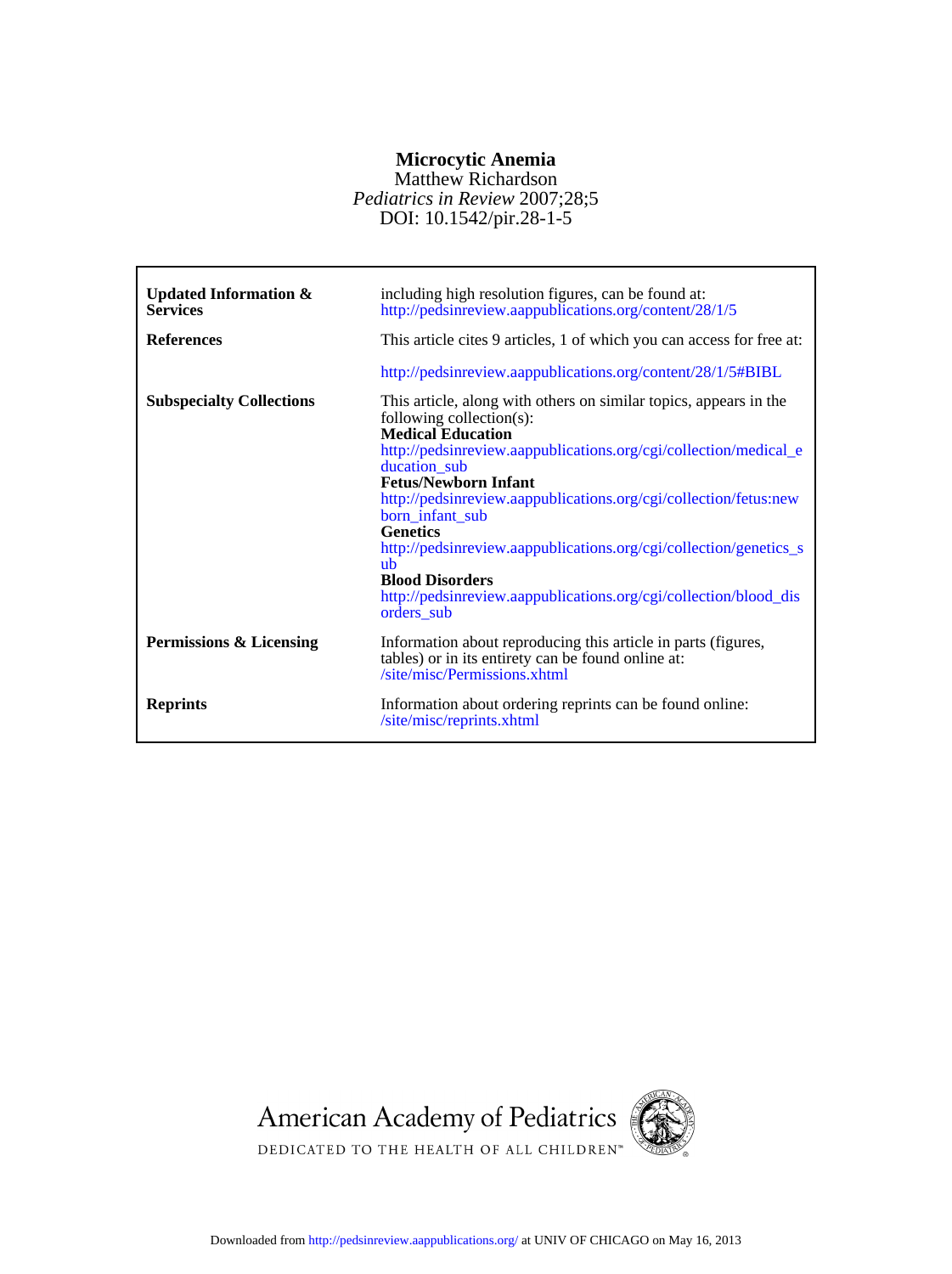# Microcytic Anemia

Matthew Richardson

*Pediatrics in Review* 2007;28;5

DOI: 10.1542/pir.28-1-5

| | |
|---|---|
| **Updated Information & Services** | including high resolution figures, can be found at: http://pedsinreview.aappublications.org/content/28/1/5 |
| **References** | This article cites 9 articles, 1 of which you can access for free at: http://pedsinreview.aappublications.org/content/28/1/5#BIBL |
| **Subspecialty Collections** | This article, along with others on similar topics, appears in the following collection(s): **Medical Education** http://pedsinreview.aappublications.org/cgi/collection/medical_education_sub **Fetus/Newborn Infant** http://pedsinreview.aappublications.org/cgi/collection/fetus:newborn_infant_sub **Genetics** http://pedsinreview.aappublications.org/cgi/collection/genetics_sub **Blood Disorders** http://pedsinreview.aappublications.org/cgi/collection/blood_disorders_sub |
| **Permissions & Licensing** | Information about reproducing this article in parts (figures, tables) or in its entirety can be found online at: /site/misc/Permissions.xhtml |
| **Reprints** | Information about ordering reprints can be found online: /site/misc/reprints.xhtml |

American Academy of Pediatrics

DEDICATED TO THE HEALTH OF ALL CHILDREN™

Downloaded from http://pedsinreview.aappublications.org/ at UNIV OF CHICAGO on May 16, 2013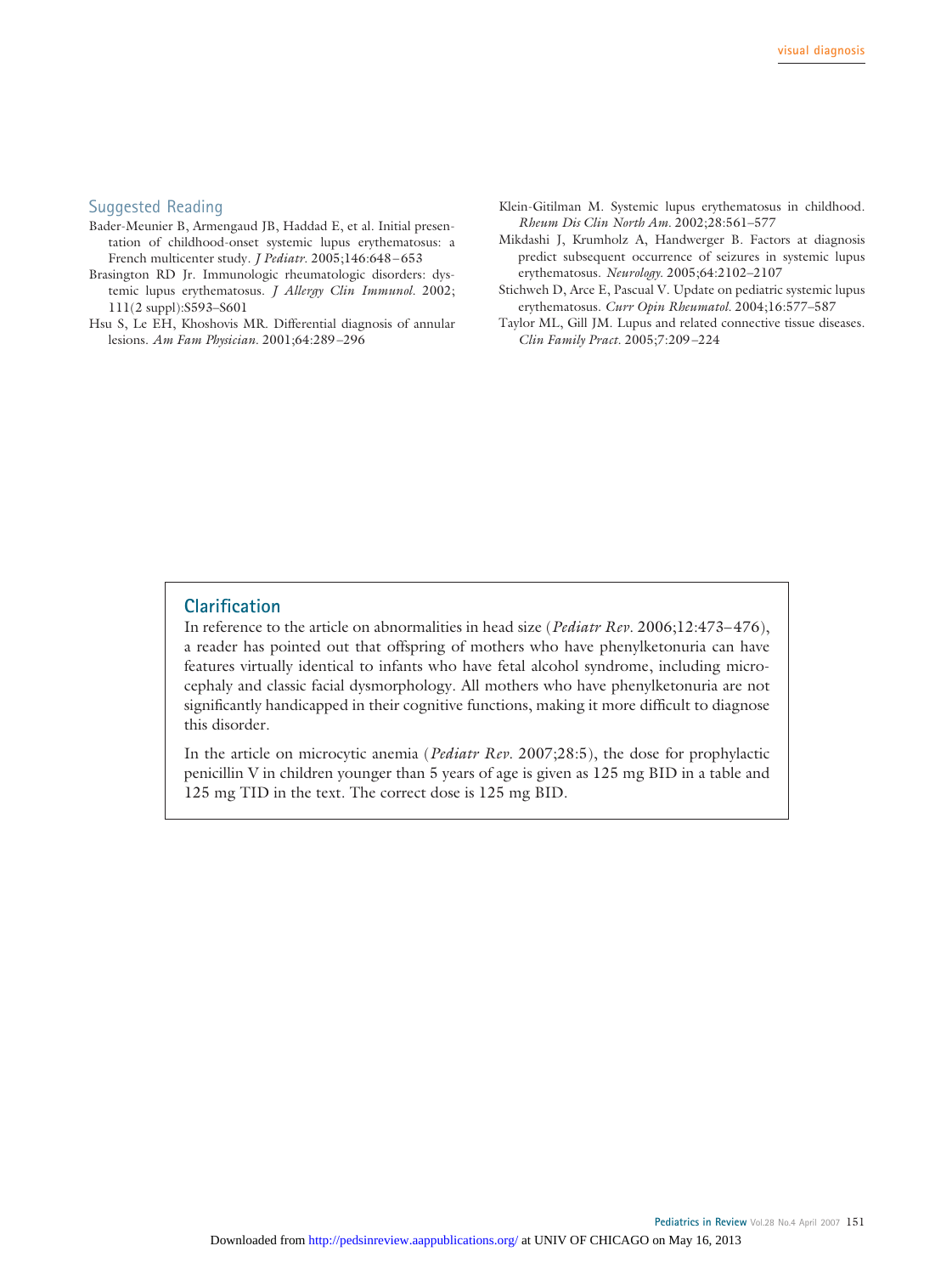## Suggested Reading

Bader-Meunier B, Armengaud JB, Haddad E, et al. Initial presentation of childhood-onset systemic lupus erythematosus: a French multicenter study. *J Pediatr*. 2005;146:648–653

Brasington RD Jr. Immunologic rheumatologic disorders: dystemic lupus erythematosus. *J Allergy Clin Immunol*. 2002;111(2 suppl):S593–S601

Hsu S, Le EH, Khoshovis MR. Differential diagnosis of annular lesions. *Am Fam Physician*. 2001;64:289–296

Klein-Gitilman M. Systemic lupus erythematosus in childhood. *Rheum Dis Clin North Am*. 2002;28:561–577

Mikdashi J, Krumholz A, Handwerger B. Factors at diagnosis predict subsequent occurrence of seizures in systemic lupus erythematosus. *Neurology*. 2005;64:2102–2107

Stichweh D, Arce E, Pascual V. Update on pediatric systemic lupus erythematosus. *Curr Opin Rheumatol*. 2004;16:577–587

Taylor ML, Gill JM. Lupus and related connective tissue diseases. *Clin Family Pract*. 2005;7:209–224

## Clarification

In reference to the article on abnormalities in head size (*Pediatr Rev*. 2006;12:473–476), a reader has pointed out that offspring of mothers who have phenylketonuria can have features virtually identical to infants who have fetal alcohol syndrome, including microcephaly and classic facial dysmorphology. All mothers who have phenylketonuria are not significantly handicapped in their cognitive functions, making it more difficult to diagnose this disorder.

In the article on microcytic anemia (*Pediatr Rev*. 2007;28:5), the dose for prophylactic penicillin V in children younger than 5 years of age is given as 125 mg BID in a table and 125 mg TID in the text. The correct dose is 125 mg BID.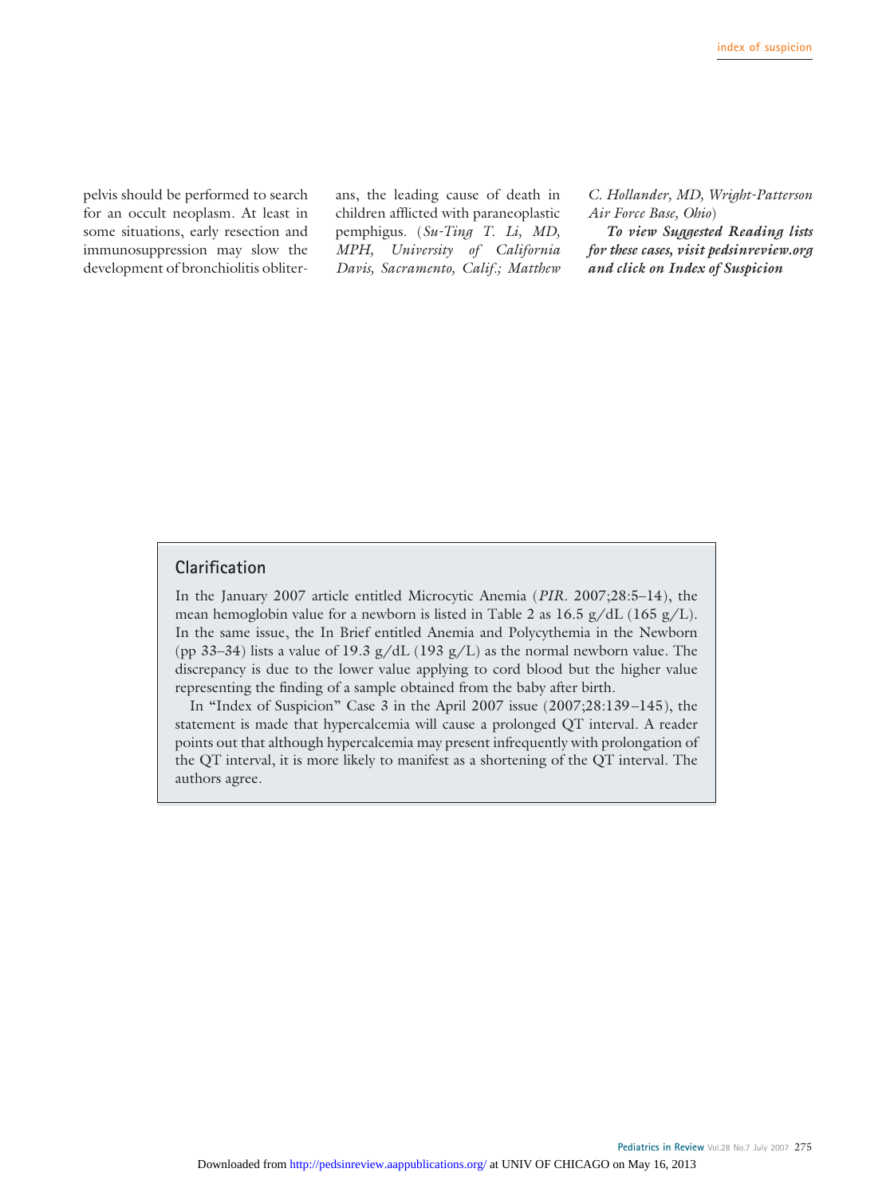pelvis should be performed to search for an occult neoplasm. At least in some situations, early resection and immunosuppression may slow the development of bronchiolitis obliterans, the leading cause of death in children afflicted with paraneoplastic pemphigus. (*Su-Ting T. Li, MD, MPH, University of California Davis, Sacramento, Calif.; Matthew C. Hollander, MD, Wright-Patterson Air Force Base, Ohio*)

***To view Suggested Reading lists for these cases, visit pedsinreview.org and click on Index of Suspicion***

## Clarification

In the January 2007 article entitled Microcytic Anemia (*PIR*. 2007;28:5–14), the mean hemoglobin value for a newborn is listed in Table 2 as 16.5 g/dL (165 g/L). In the same issue, the In Brief entitled Anemia and Polycythemia in the Newborn (pp 33–34) lists a value of 19.3 g/dL (193 g/L) as the normal newborn value. The discrepancy is due to the lower value applying to cord blood but the higher value representing the finding of a sample obtained from the baby after birth.

In "Index of Suspicion" Case 3 in the April 2007 issue (2007;28:139–145), the statement is made that hypercalcemia will cause a prolonged QT interval. A reader points out that although hypercalcemia may present infrequently with prolongation of the QT interval, it is more likely to manifest as a shortening of the QT interval. The authors agree.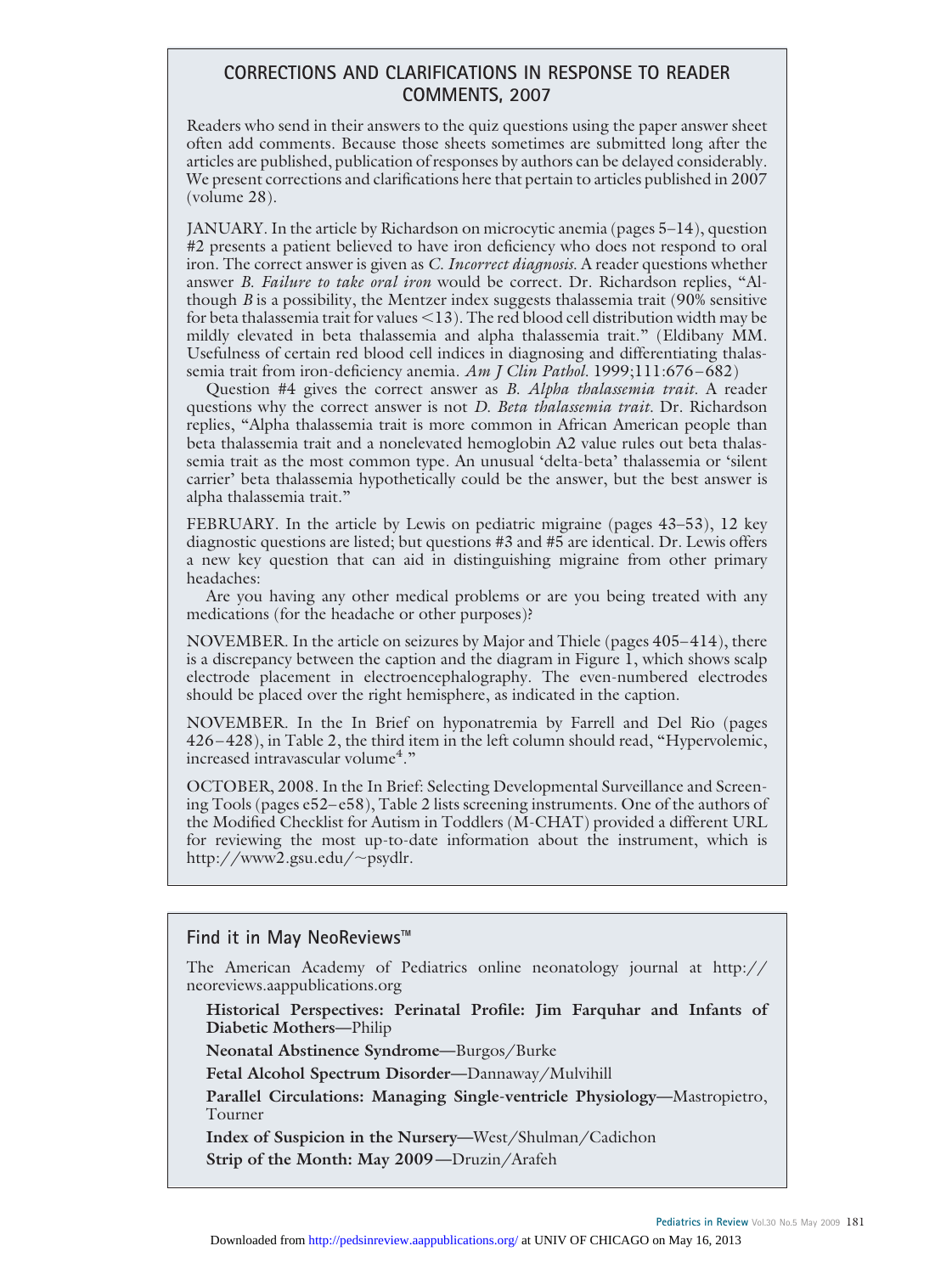## CORRECTIONS AND CLARIFICATIONS IN RESPONSE TO READER COMMENTS, 2007

Readers who send in their answers to the quiz questions using the paper answer sheet often add comments. Because those sheets sometimes are submitted long after the articles are published, publication of responses by authors can be delayed considerably. We present corrections and clarifications here that pertain to articles published in 2007 (volume 28).

JANUARY. In the article by Richardson on microcytic anemia (pages 5–14), question #2 presents a patient believed to have iron deficiency who does not respond to oral iron. The correct answer is given as *C. Incorrect diagnosis.* A reader questions whether answer *B. Failure to take oral iron* would be correct. Dr. Richardson replies, "Although *B* is a possibility, the Mentzer index suggests thalassemia trait (90% sensitive for beta thalassemia trait for values <13). The red blood cell distribution width may be mildly elevated in beta thalassemia and alpha thalassemia trait." (Eldibany MM. Usefulness of certain red blood cell indices in diagnosing and differentiating thalassemia trait from iron-deficiency anemia. *Am J Clin Pathol.* 1999;111:676–682)

Question #4 gives the correct answer as *B. Alpha thalassemia trait.* A reader questions why the correct answer is not *D. Beta thalassemia trait.* Dr. Richardson replies, "Alpha thalassemia trait is more common in African American people than beta thalassemia trait and a nonelevated hemoglobin A2 value rules out beta thalassemia trait as the most common type. An unusual 'delta-beta' thalassemia or 'silent carrier' beta thalassemia hypothetically could be the answer, but the best answer is alpha thalassemia trait."

FEBRUARY. In the article by Lewis on pediatric migraine (pages 43–53), 12 key diagnostic questions are listed; but questions #3 and #5 are identical. Dr. Lewis offers a new key question that can aid in distinguishing migraine from other primary headaches:

Are you having any other medical problems or are you being treated with any medications (for the headache or other purposes)?

NOVEMBER. In the article on seizures by Major and Thiele (pages 405–414), there is a discrepancy between the caption and the diagram in Figure 1, which shows scalp electrode placement in electroencephalography. The even-numbered electrodes should be placed over the right hemisphere, as indicated in the caption.

NOVEMBER. In the In Brief on hyponatremia by Farrell and Del Rio (pages 426–428), in Table 2, the third item in the left column should read, "Hypervolemic, increased intravascular volume[4]."

OCTOBER, 2008. In the In Brief: Selecting Developmental Surveillance and Screening Tools (pages e52–e58), Table 2 lists screening instruments. One of the authors of the Modified Checklist for Autism in Toddlers (M-CHAT) provided a different URL for reviewing the most up-to-date information about the instrument, which is http://www2.gsu.edu/~psydlr.

## Find it in May NeoReviews™

The American Academy of Pediatrics online neonatology journal at http://neoreviews.aappublications.org

**Historical Perspectives: Perinatal Profile: Jim Farquhar and Infants of Diabetic Mothers**—Philip

**Neonatal Abstinence Syndrome**—Burgos/Burke

**Fetal Alcohol Spectrum Disorder**—Dannaway/Mulvihill

**Parallel Circulations: Managing Single-ventricle Physiology**—Mastropietro, Tourner

**Index of Suspicion in the Nursery**—West/Shulman/Cadichon

**Strip of the Month: May 2009**—Druzin/Arafeh